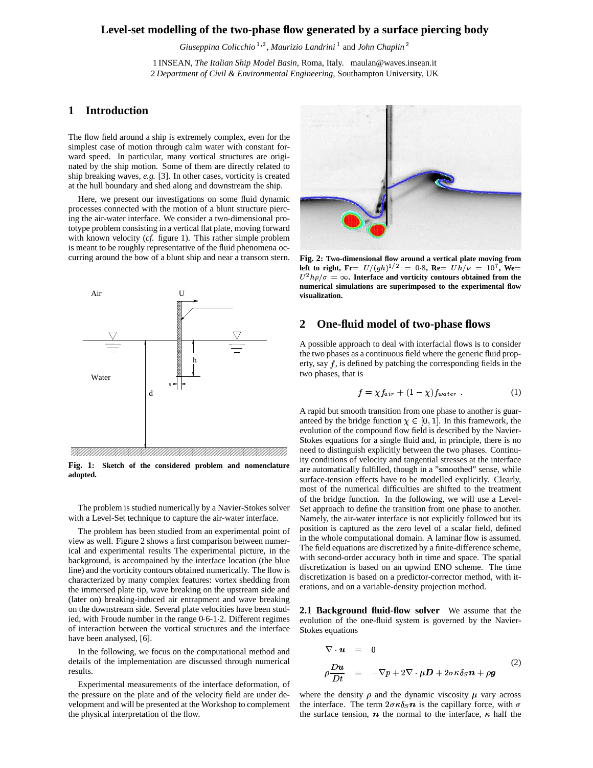# Level-set modelling of the two-phase flow generated by a surface piercing body

*Giuseppina Colicchio* [1,2], *Maurizio Landrini* [1] and *John Chaplin* [2]

1 INSEAN, *The Italian Ship Model Basin*, Roma, Italy. maulan@waves.insean.it
2 *Department of Civil & Environmental Engineering*, Southampton University, UK

## 1 Introduction

The flow field around a ship is extremely complex, even for the simplest case of motion through calm water with constant forward speed. In particular, many vortical structures are originated by the ship motion. Some of them are directly related to ship breaking waves, *e.g.* [3]. In other cases, vorticity is created at the hull boundary and shed along and downstream the ship.

Here, we present our investigations on some fluid dynamic processes connected with the motion of a blunt structure piercing the air-water interface. We consider a two-dimensional prototype problem consisting in a vertical flat plate, moving forward with known velocity (*cf.* figure 1). This rather simple problem is meant to be roughly representative of the fluid phenomena occurring around the bow of a blunt ship and near a transom stern.

**Fig. 1: Sketch of the considered problem and nomenclature adopted.**

The problem is studied numerically by a Navier-Stokes solver with a Level-Set technique to capture the air-water interface.

The problem has been studied from an experimental point of view as well. Figure 2 shows a first comparison between numerical and experimental results The experimental picture, in the background, is accompanied by the interface location (the blue line) and the vorticity contours obtained numerically. The flow is characterized by many complex features: vortex shedding from the immersed plate tip, wave breaking on the upstream side and (later on) breaking-induced air entrapment and wave breaking on the downstream side. Several plate velocities have been studied, with Froude number in the range 0·6-1·2. Different regimes of interaction between the vortical structures and the interface have been analysed, [6].

In the following, we focus on the computational method and details of the implementation are discussed through numerical results.

Experimental measurements of the interface deformation, of the pressure on the plate and of the velocity field are under development and will be presented at the Workshop to complement the physical interpretation of the flow.

**Fig. 2: Two-dimensional flow around a vertical plate moving from left to right, Fr= $U/(gh)^{1/2} = 0{\cdot}8$, Re= $Uh/\nu = 10^7$, We= $U^2 h\rho/\sigma = \infty$. Interface and vorticity contours obtained from the numerical simulations are superimposed to the experimental flow visualization.**

## 2 One-fluid model of two-phase flows

A possible approach to deal with interfacial flows is to consider the two phases as a continuous field where the generic fluid property, say $f$, is defined by patching the corresponding fields in the two phases, that is

$$f = \chi f_{air} + (1-\chi) f_{water} \ . \qquad (1)$$

A rapid but smooth transition from one phase to another is guaranteed by the bridge function $\chi \in [0,1]$. In this framework, the evolution of the compound flow field is described by the Navier-Stokes equations for a single fluid and, in principle, there is no need to distinguish explicitly between the two phases. Continuity conditions of velocity and tangential stresses at the interface are automatically fulfilled, though in a "smoothed" sense, while surface-tension effects have to be modelled explicitly. Clearly, most of the numerical difficulties are shifted to the treatment of the bridge function. In the following, we will use a Level-Set approach to define the transition from one phase to another. Namely, the air-water interface is not explicitly followed but its position is captured as the zero level of a scalar field, defined in the whole computational domain. A laminar flow is assumed. The field equations are discretized by a finite-difference scheme, with second-order accuracy both in time and space. The spatial discretization is based on an upwind ENO scheme. The time discretization is based on a predictor-corrector method, with iterations, and on a variable-density projection method.

**2.1 Background fluid-flow solver** We assume that the evolution of the one-fluid system is governed by the Navier-Stokes equations

$$
\begin{aligned}
\nabla \cdot \boldsymbol{u} &= 0 \\
\rho \frac{D\boldsymbol{u}}{Dt} &= -\nabla p + 2\nabla \cdot \mu \boldsymbol{D} + 2\sigma\kappa\delta_S \boldsymbol{n} + \rho \boldsymbol{g}
\end{aligned}
\qquad (2)
$$

where the density $\rho$ and the dynamic viscosity $\mu$ vary across the interface. The term $2\sigma\kappa\delta_S \boldsymbol{n}$ is the capillary force, with $\sigma$ the surface tension, $\boldsymbol{n}$ the normal to the interface, $\kappa$ half the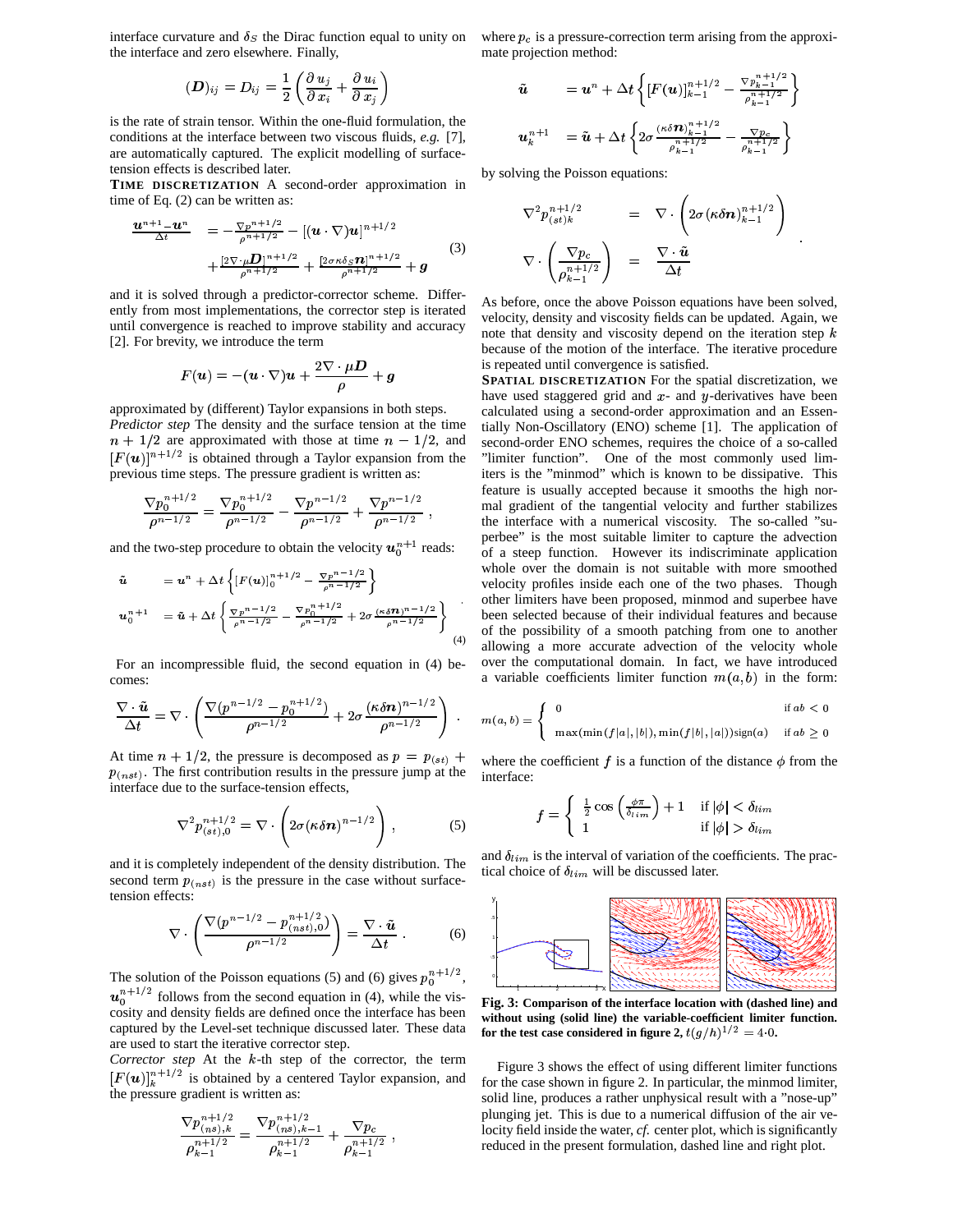interface curvature and $\delta_S$ the Dirac function equal to unity on the interface and zero elsewhere. Finally,

$$(\boldsymbol{D})_{ij} = D_{ij} = \frac{1}{2}\left(\frac{\partial u_j}{\partial x_i} + \frac{\partial u_i}{\partial x_j}\right)$$

is the rate of strain tensor. Within the one-fluid formulation, the conditions at the interface between two viscous fluids, *e.g.* [7], are automatically captured. The explicit modelling of surface-tension effects is described later.

**TIME DISCRETIZATION** A second-order approximation in time of Eq. (2) can be written as:

$$\begin{aligned}\frac{\boldsymbol{u}^{n+1}-\boldsymbol{u}^n}{\Delta t} &= -\frac{\nabla p^{n+1/2}}{\rho^{n+1/2}} - [(\boldsymbol{u}\cdot\nabla)\boldsymbol{u}]^{n+1/2} \\ &+ \frac{[2\nabla\cdot\mu\boldsymbol{D}]^{n+1/2}}{\rho^{n+1/2}} + \frac{[2\sigma\kappa\delta_S\boldsymbol{n}]^{n+1/2}}{\rho^{n+1/2}} + \boldsymbol{g}\end{aligned} \quad (3)$$

and it is solved through a predictor-corrector scheme. Differently from most implementations, the corrector step is iterated until convergence is reached to improve stability and accuracy [2]. For brevity, we introduce the term

$$F(\boldsymbol{u}) = -(\boldsymbol{u}\cdot\nabla)\boldsymbol{u} + \frac{2\nabla\cdot\mu\boldsymbol{D}}{\rho} + \boldsymbol{g}$$

approximated by (different) Taylor expansions in both steps.

*Predictor step* The density and the surface tension at the time $n+1/2$ are approximated with those at time $n-1/2$, and $[F(\boldsymbol{u})]^{n+1/2}$ is obtained through a Taylor expansion from the previous time steps. The pressure gradient is written as:

$$\frac{\nabla p_0^{n+1/2}}{\rho^{n-1/2}} = \frac{\nabla p_0^{n+1/2}}{\rho^{n-1/2}} - \frac{\nabla p^{n-1/2}}{\rho^{n-1/2}} + \frac{\nabla p^{n-1/2}}{\rho^{n-1/2}} ,$$

and the two-step procedure to obtain the velocity $\boldsymbol{u}_0^{n+1}$ reads:

$$\begin{aligned}\tilde{\boldsymbol{u}} &= \boldsymbol{u}^n + \Delta t\left\{[F(\boldsymbol{u})]_0^{n+1/2} - \frac{\nabla p^{n-1/2}}{\rho^{n-1/2}}\right\} \\ \boldsymbol{u}_0^{n+1} &= \tilde{\boldsymbol{u}} + \Delta t\left\{\frac{\nabla p^{n-1/2}}{\rho^{n-1/2}} - \frac{\nabla p_0^{n+1/2}}{\rho^{n-1/2}} + 2\sigma\frac{(\kappa\delta\boldsymbol{n})^{n-1/2}}{\rho^{n-1/2}}\right\}\end{aligned} \quad (4)$$

For an incompressible fluid, the second equation in (4) becomes:

$$\frac{\nabla\cdot\tilde{\boldsymbol{u}}}{\Delta t} = \nabla\cdot\left(\frac{\nabla(p^{n-1/2} - p_0^{n+1/2})}{\rho^{n-1/2}} + 2\sigma\frac{(\kappa\delta\boldsymbol{n})^{n-1/2}}{\rho^{n-1/2}}\right) .$$

At time $n+1/2$, the pressure is decomposed as $p = p_{(st)} + p_{(nst)}$. The first contribution results in the pressure jump at the interface due to the surface-tension effects,

$$\nabla^2 p_{(st),0}^{n+1/2} = \nabla\cdot\left(2\sigma(\kappa\delta\boldsymbol{n})^{n-1/2}\right) , \quad (5)$$

and it is completely independent of the density distribution. The second term $p_{(nst)}$ is the pressure in the case without surface-tension effects:

$$\nabla\cdot\left(\frac{\nabla(p^{n-1/2} - p_{(nst),0}^{n+1/2})}{\rho^{n-1/2}}\right) = \frac{\nabla\cdot\tilde{\boldsymbol{u}}}{\Delta t} . \quad (6)$$

The solution of the Poisson equations (5) and (6) gives $p_0^{n+1/2}$, $\boldsymbol{u}_0^{n+1/2}$ follows from the second equation in (4). The viscosity and density fields are defined once the interface has been captured by the Level-set technique discussed later. These data are used to start the iterative corrector step.

*Corrector step* At the $k$-th step of the corrector, the term $[F(\boldsymbol{u})]_k^{n+1/2}$ is obtained by a centered Taylor expansion, and the pressure gradient is written as:

$$\frac{\nabla p_{(ns),k}^{n+1/2}}{\rho_{k-1}^{n+1/2}} = \frac{\nabla p_{(ns),k-1}^{n+1/2}}{\rho_{k-1}^{n+1/2}} + \frac{\nabla p_c}{\rho_{k-1}^{n+1/2}} ,$$

where $p_c$ is a pressure-correction term arising from the approximate projection method:

$$\begin{aligned}\tilde{\boldsymbol{u}} &= \boldsymbol{u}^n + \Delta t\left\{[F(\boldsymbol{u})]_{k-1}^{n+1/2} - \frac{\nabla p_{k-1}^{n+1/2}}{\rho_{k-1}^{n+1/2}}\right\} \\ \boldsymbol{u}_k^{n+1} &= \tilde{\boldsymbol{u}} + \Delta t\left\{2\sigma\frac{(\kappa\delta\boldsymbol{n})_{k-1}^{n+1/2}}{\rho_{k-1}^{n+1/2}} - \frac{\nabla p_c}{\rho_{k-1}^{n+1/2}}\right\}\end{aligned}$$

by solving the Poisson equations:

$$\begin{aligned}\nabla^2 p_{(st)k}^{n+1/2} &= \nabla\cdot\left(2\sigma(\kappa\delta\boldsymbol{n})_{k-1}^{n+1/2}\right) \\ \nabla\cdot\left(\frac{\nabla p_c}{\rho_{k-1}^{n+1/2}}\right) &= \frac{\nabla\cdot\tilde{\boldsymbol{u}}}{\Delta t}\end{aligned} .$$

As before, once the above Poisson equations have been solved, velocity, density and viscosity fields can be updated. Again, we note that density and viscosity depend on the iteration step $k$ because of the motion of the interface. The iterative procedure is repeated until convergence is satisfied.

**SPATIAL DISCRETIZATION** For the spatial discretization, we have used staggered grid and $x$- and $y$-derivatives have been calculated using a second-order approximation and an Essentially Non-Oscillatory (ENO) scheme [1]. The application of second-order ENO schemes, requires the choice of a so-called "limiter function". One of the most commonly used limiters is the "minmod" which is known to be dissipative. This feature is usually accepted because it smooths the high normal gradient of the tangential velocity and further stabilizes the interface with a numerical viscosity. The so-called "superbee" is the most suitable limiter to capture the advection of a steep function. However its indiscriminate application whole over the domain is not suitable with more smoothed velocity profiles inside each one of the two phases. Though other limiters have been proposed, minmod and superbee have been selected because of their individual features and because of the possibility of a smooth patching from one to another allowing a more accurate advection of the velocity whole over the computational domain. In fact, we have introduced a variable coefficients limiter function $m(a, b)$ in the form:

$$m(a,b) = \begin{cases} 0 & \text{if } ab < 0 \\ \max(\min(f|a|,|b|), \min(f|b|,|a|))\,\text{sign}(a) & \text{if } ab \geq 0 \end{cases}$$

where the coefficient $f$ is a function of the distance $\phi$ from the interface:

$$f = \begin{cases} \frac{1}{2}\cos\left(\frac{\phi\pi}{\delta_{lim}}\right) + 1 & \text{if } |\phi| < \delta_{lim} \\ 1 & \text{if } |\phi| > \delta_{lim} \end{cases}$$

and $\delta_{lim}$ is the interval of variation of the coefficients. The practical choice of $\delta_{lim}$ will be discussed later.

**Fig. 3: Comparison of the interface location with (dashed line) and without using (solid line) the variable-coefficient limiter function. for the test case considered in figure 2,** $t(g/h)^{1/2} = 4{\cdot}0$.

Figure 3 shows the effect of using different limiter functions for the case shown in figure 2. In particular, the minmod limiter, solid line, produces a rather unphysical result with a "nose-up" plunging jet. This is due to a numerical diffusion of the air velocity field inside the water, *cf.* center plot, which is significantly reduced in the present formulation, dashed line and right plot.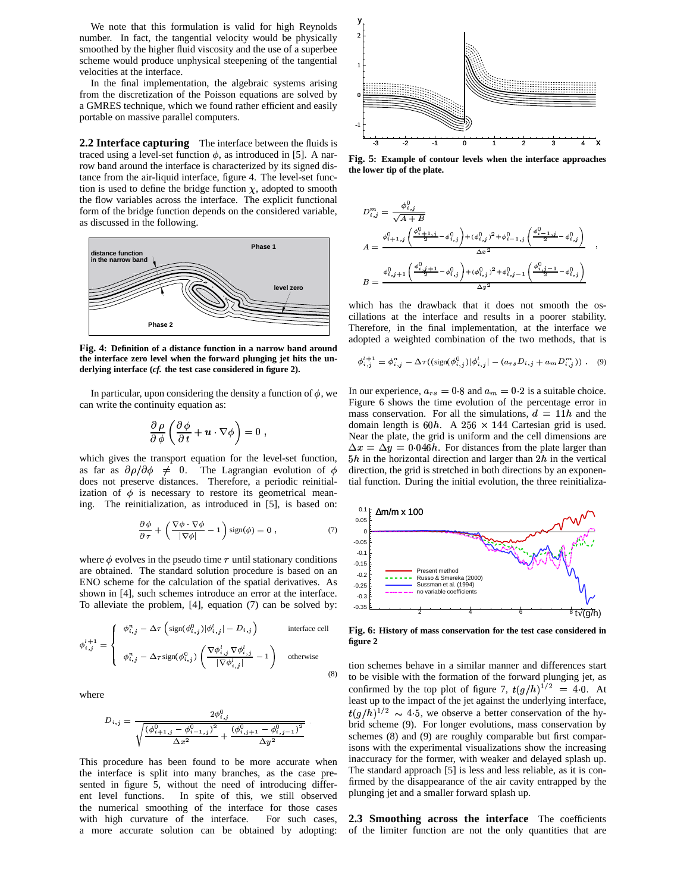We note that this formulation is valid for high Reynolds number. In fact, the tangential velocity would be physically smoothed by the higher fluid viscosity and the use of a superbee scheme would produce unphysical steepening of the tangential velocities at the interface.

In the final implementation, the algebraic systems arising from the discretization of the Poisson equations are solved by a GMRES technique, which we found rather efficient and easily portable on massive parallel computers.

**2.2 Interface capturing** The interface between the fluids is traced using a level-set function $\phi$, as introduced in [5]. A narrow band around the interface is characterized by its signed distance from the air-liquid interface, figure 4. The level-set function is used to define the bridge function $\chi$, adopted to smooth the flow variables across the interface. The explicit functional form of the bridge function depends on the considered variable, as discussed in the following.

**Fig. 4: Definition of a distance function in a narrow band around the interface zero level when the forward plunging jet hits the underlying interface (*cf.* the test case considered in figure 2).**

In particular, upon considering the density a function of $\phi$, we can write the continuity equation as:

$$\frac{\partial \rho}{\partial \phi}\left(\frac{\partial \phi}{\partial t} + \boldsymbol{u}\cdot\nabla\phi\right) = 0\ ,$$

which gives the transport equation for the level-set function, as far as $\partial\rho/\partial\phi \neq 0$. The Lagrangian evolution of $\phi$ does not preserve distances. Therefore, a periodic reinitialization of $\phi$ is necessary to restore its geometrical meaning. The reinitialization, as introduced in [5], is based on:

$$\frac{\partial \phi}{\partial \tau} + \left(\frac{\nabla\phi\cdot\nabla\phi}{|\nabla\phi|} - 1\right)\mathrm{sign}(\phi) = 0\ , \tag{7}$$

where $\phi$ evolves in the pseudo time $\tau$ until stationary conditions are obtained. The standard solution procedure is based on an ENO scheme for the calculation of the spatial derivatives. As shown in [4], such schemes introduce an error at the interface. To alleviate the problem, [4], equation (7) can be solved by:

$$\phi^{l+1}_{i,j} = \begin{cases} \phi^n_{i,j} - \Delta\tau\left(\mathrm{sign}(\phi^0_{i,j})|\phi^l_{i,j}| - D_{i,j}\right) & \text{interface cell} \\ \phi^n_{i,j} - \Delta\tau\,\mathrm{sign}(\phi^0_{i,j})\left(\dfrac{\nabla\phi^l_{i,j}\nabla\phi^l_{i,j}}{|\nabla\phi^l_{i,j}|} - 1\right) & \text{otherwise} \end{cases} \tag{8}$$

where

$$D_{i,j} = \frac{2\phi^0_{i,j}}{\sqrt{\dfrac{(\phi^0_{i+1,j} - \phi^0_{i-1,j})^2}{\Delta x^2} + \dfrac{(\phi^0_{i,j+1} - \phi^0_{i,j-1})^2}{\Delta y^2}}}\ .$$

This procedure has been found to be more accurate when the interface is split into many branches, as the case presented in figure 5, without the need of introducing different level functions. In spite of this, we still observed the numerical smoothing of the interface for those cases with high curvature of the interface. For such cases, a more accurate solution can be obtained by adopting:

**Fig. 5: Example of contour levels when the interface approaches the lower tip of the plate.**

$$D^m_{i,j} = \frac{\phi^0_{i,j}}{\sqrt{A+B}}$$

$$A = \frac{\phi^0_{i+1,j}\left(\frac{\phi^0_{i+1,j}}{2} - \phi^0_{i,j}\right) + (\phi^0_{i,j})^2 + \phi^0_{i-1,j}\left(\frac{\phi^0_{i-1,j}}{2} - \phi^0_{i,j}\right)}{\Delta x^2}\ ,$$

$$B = \frac{\phi^0_{i,j+1}\left(\frac{\phi^0_{i,j+1}}{2} - \phi^0_{i,j}\right) + (\phi^0_{i,j})^2 + \phi^0_{i,j-1}\left(\frac{\phi^0_{i,j-1}}{2} - \phi^0_{i,j}\right)}{\Delta y^2}$$

which has the drawback that it does not smooth the oscillations at the interface and results in a poorer stability. Therefore, in the final implementation, at the interface we adopted a weighted combination of the two methods, that is

$$\phi^{l+1}_{i,j} = \phi^n_{i,j} - \Delta\tau((\mathrm{sign}(\phi^0_{i,j})|\phi^l_{i,j}| - (a_{rs}D_{i,j} + a_m D^m_{i,j}))\ . \tag{9}$$

In our experience, $a_{rs} = 0{\cdot}8$ and $a_m = 0{\cdot}2$ is a suitable choice. Figure 6 shows the time evolution of the percentage error in mass conservation. For all the simulations, $d = 11h$ and the domain length is $60h$. A $256 \times 144$ Cartesian grid is used. Near the plate, the grid is uniform and the cell dimensions are $\Delta x = \Delta y = 0{\cdot}046h$. For distances from the plate larger than $5h$ in the horizontal direction and larger than $2h$ in the vertical direction, the grid is stretched in both directions by an exponential function. During the initial evolution, the three reinitialization schemes behave in a similar manner and differences start to be visible with the formation of the forward plunging jet, as confirmed by the top plot of figure 7, $t(g/h)^{1/2} = 4{\cdot}0$. At least up to the impact of the jet against the underlying interface, $t(g/h)^{1/2} \sim 4{\cdot}5$, we observe a better conservation of the hybrid scheme (9). For longer evolutions, mass conservation by schemes (8) and (9) are roughly comparable but first comparisons with the experimental visualizations show the increasing inaccuracy for the former, with weaker and delayed splash up. The standard approach [5] is less and less reliable, as it is confirmed by the disappearance of the air cavity entrapped by the plunging jet and a smaller forward splash up.

**Fig. 6: History of mass conservation for the test case considered in figure 2**

**2.3 Smoothing across the interface** The coefficients of the limiter function are not the only quantities that are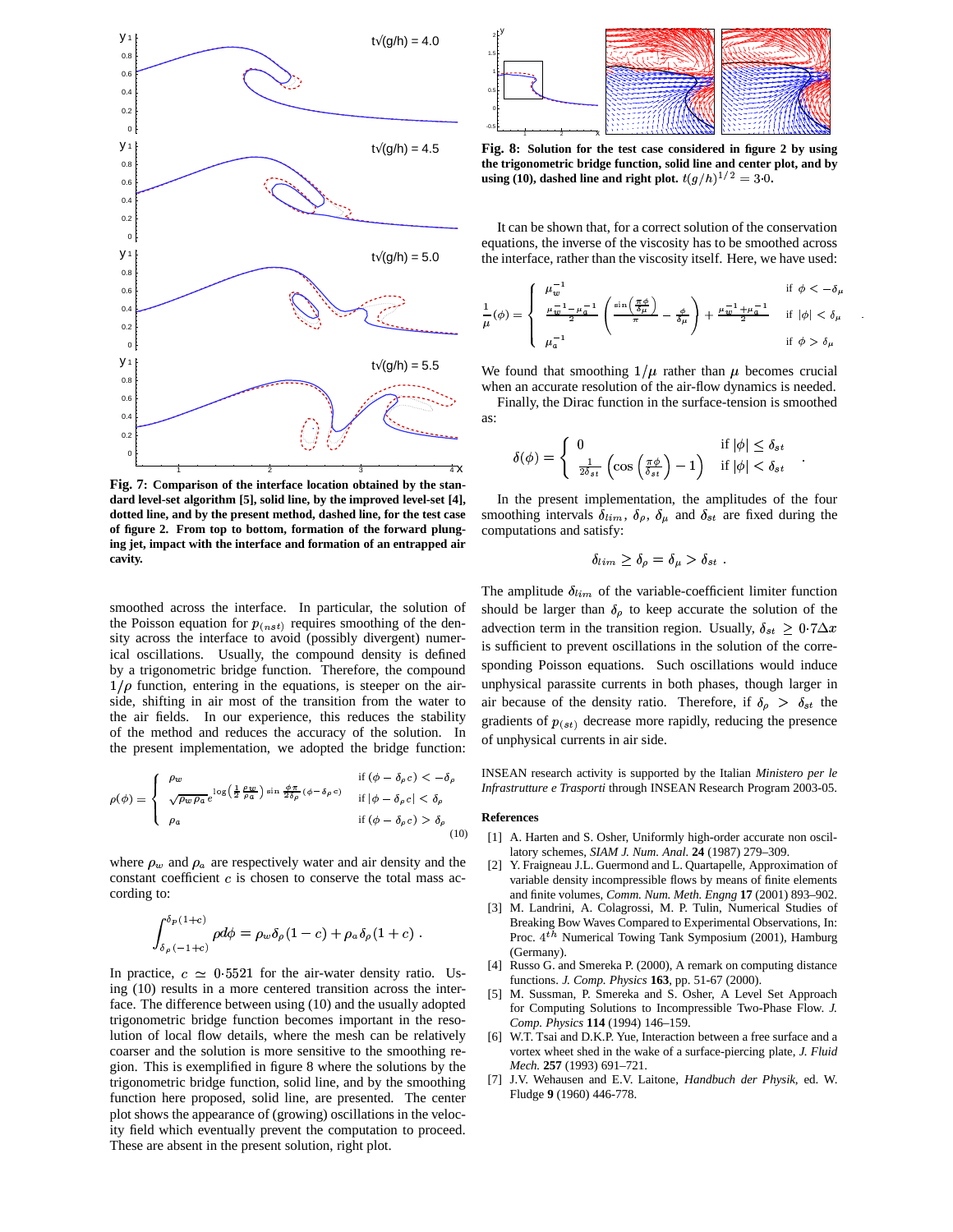y
1
0.8
0.6
0.4
0.2
0
t√(g/h) = 4.0

y
1
0.8
0.6
0.4
0.2
0
t√(g/h) = 4.5

y
1
0.8
0.6
0.4
0.2
0
t√(g/h) = 5.0

y
1
0.8
0.6
0.4
0.2
0
t√(g/h) = 5.5
1 2 3 4 x

**Fig. 7: Comparison of the interface location obtained by the standard level-set algorithm [5], solid line, by the improved level-set [4], dotted line, and by the present method, dashed line, for the test case of figure 2. From top to bottom, formation of the forward plunging jet, impact with the interface and formation of an entrapped air cavity.**

smoothed across the interface. In particular, the solution of the Poisson equation for $p_{(nst)}$ requires smoothing of the density across the interface to avoid (possibly divergent) numerical oscillations. Usually, the compound density is defined by a trigonometric bridge function. Therefore, the compound $1/\rho$ function, entering in the equations, is steeper on the air-side, shifting in air most of the transition from the water to the air fields. In our experience, this reduces the stability of the method and reduces the accuracy of the solution. In the present implementation, we adopted the bridge function:

$$
\rho(\phi) = \begin{cases} \rho_w & \text{if } (\phi - \delta_\rho c) < -\delta_\rho \\ \sqrt{\rho_w \rho_a}\, e^{\log\left(\frac{1}{2}\frac{\rho_w}{\rho_a}\right) \sin\frac{\phi\pi}{2\delta_\rho}(\phi - \delta_\rho c)} & \text{if } |\phi - \delta_\rho c| < \delta_\rho \\ \rho_a & \text{if } (\phi - \delta_\rho c) > \delta_\rho \end{cases} \tag{10}
$$

where $\rho_w$ and $\rho_a$ are respectively water and air density and the constant coefficient $c$ is chosen to conserve the total mass according to:

$$
\int_{\delta_\rho(-1+c)}^{\delta_\rho(1+c)} \rho d\phi = \rho_w \delta_\rho (1-c) + \rho_a \delta_\rho (1+c)\ .
$$

In practice, $c \simeq 0{\cdot}5521$ for the air-water density ratio. Using (10) results in a more centered transition across the interface. The difference between using (10) and the usually adopted trigonometric bridge function becomes important in the resolution of local flow details, where the mesh can be relatively coarser and the solution is more sensitive to the smoothing region. This is exemplified in figure 8 where the solutions by the trigonometric bridge function, solid line, and by the smoothing function here proposed, solid line, are presented. The center plot shows the appearance of (growing) oscillations in the velocity field which eventually prevent the computation to proceed. These are absent in the present solution, right plot.

y
2
1.5
1
0.5
0
-0.5
1 2 x

**Fig. 8: Solution for the test case considered in figure 2 by using the trigonometric bridge function, solid line and center plot, and by using (10), dashed line and right plot.** $t(g/h)^{1/2} = 3{\cdot}0$.

It can be shown that, for a correct solution of the conservation equations, the inverse of the viscosity has to be smoothed across the interface, rather than the viscosity itself. Here, we have used:

$$
\frac{1}{\mu}(\phi) = \begin{cases} \mu_w^{-1} & \text{if } \phi < -\delta_\mu \\ \frac{\mu_w^{-1} - \mu_a^{-1}}{2}\left(\frac{\sin\left(\frac{\pi\phi}{\delta_\mu}\right)}{\pi} - \frac{\phi}{\delta_\mu}\right) + \frac{\mu_w^{-1} + \mu_a^{-1}}{2} & \text{if } |\phi| < \delta_\mu \\ \mu_a^{-1} & \text{if } \phi > \delta_\mu \end{cases} .
$$

We found that smoothing $1/\mu$ rather than $\mu$ becomes crucial when an accurate resolution of the air-flow dynamics is needed.

Finally, the Dirac function in the surface-tension is smoothed as:

$$
\delta(\phi) = \begin{cases} 0 & \text{if } |\phi| \leq \delta_{st} \\ \frac{1}{2\delta_{st}}\left(\cos\left(\frac{\pi\phi}{\delta_{st}}\right) - 1\right) & \text{if } |\phi| < \delta_{st} \end{cases} .
$$

In the present implementation, the amplitudes of the four smoothing intervals $\delta_{lim}$, $\delta_\rho$, $\delta_\mu$ and $\delta_{st}$ are fixed during the computations and satisfy:

$$
\delta_{lim} \geq \delta_\rho = \delta_\mu > \delta_{st}\ .
$$

The amplitude $\delta_{lim}$ of the variable-coefficient limiter function should be larger than $\delta_\rho$ to keep accurate the solution of the advection term in the transition region. Usually, $\delta_{st} \geq 0{\cdot}7\Delta x$ is sufficient to prevent oscillations in the solution of the corresponding Poisson equations. Such oscillations would induce unphysical parassite currents in both phases, though larger in air because of the density ratio. Therefore, if $\delta_\rho > \delta_{st}$ the gradients of $p_{(st)}$ decrease more rapidly, reducing the presence of unphysical currents in air side.

INSEAN research activity is supported by the Italian *Ministero per le Infrastrutture e Trasporti* through INSEAN Research Program 2003-05.

## References

[1] A. Harten and S. Osher, Uniformly high-order accurate non oscillatory schemes, *SIAM J. Num. Anal.* **24** (1987) 279–309.

[2] Y. Fraigneau J.L. Guermond and L. Quartapelle, Approximation of variable density incompressible flows by means of finite elements and finite volumes, *Comm. Num. Meth. Engng* **17** (2001) 893–902.

[3] M. Landrini, A. Colagrossi, M. P. Tulin, Numerical Studies of Breaking Bow Waves Compared to Experimental Observations, In: Proc. $4^{th}$ Numerical Towing Tank Symposium (2001), Hamburg (Germany).

[4] Russo G. and Smereka P. (2000), A remark on computing distance functions. *J. Comp. Physics* **163**, pp. 51-67 (2000).

[5] M. Sussman, P. Smereka and S. Osher, A Level Set Approach for Computing Solutions to Incompressible Two-Phase Flow. *J. Comp. Physics* **114** (1994) 146–159.

[6] W.T. Tsai and D.K.P. Yue, Interaction between a free surface and a vortex wheet shed in the wake of a surface-piercing plate, *J. Fluid Mech.* **257** (1993) 691–721.

[7] J.V. Wehausen and E.V. Laitone, *Handbuch der Physik*, ed. W. Fludge **9** (1960) 446-778.